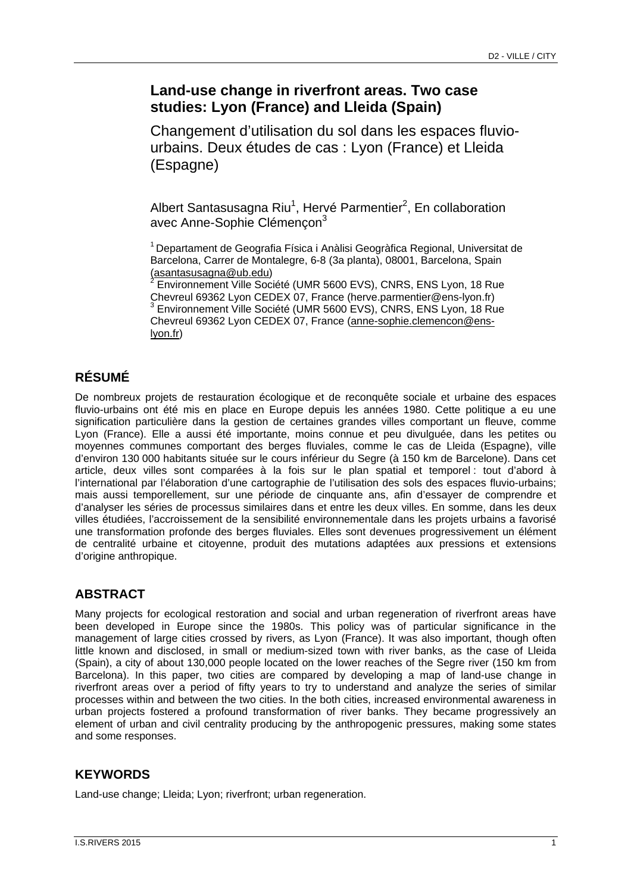# Land-use change in riverfront areas. Two case studies: Lyon (France) and Lleida (Spain)

## Changement d'utilisation du sol dans les espaces fluvio-urbains. Deux études de cas : Lyon (France) et Lleida (Espagne)

Albert Santasusagna Riu[1], Hervé Parmentier[2], En collaboration avec Anne-Sophie Clémençon[3]

[1] Departament de Geografia Física i Anàlisi Geogràfica Regional, Universitat de Barcelona, Carrer de Montalegre, 6-8 (3a planta), 08001, Barcelona, Spain (asantasusagna@ub.edu)
[2] Environnement Ville Société (UMR 5600 EVS), CNRS, ENS Lyon, 18 Rue Chevreul 69362 Lyon CEDEX 07, France (herve.parmentier@ens-lyon.fr)
[3] Environnement Ville Société (UMR 5600 EVS), CNRS, ENS Lyon, 18 Rue Chevreul 69362 Lyon CEDEX 07, France (anne-sophie.clemencon@ens-lyon.fr)

## RÉSUMÉ

De nombreux projets de restauration écologique et de reconquête sociale et urbaine des espaces fluvio-urbains ont été mis en place en Europe depuis les années 1980. Cette politique a eu une signification particulière dans la gestion de certaines grandes villes comportant un fleuve, comme Lyon (France). Elle a aussi été importante, moins connue et peu divulguée, dans les petites ou moyennes communes comportant des berges fluviales, comme le cas de Lleida (Espagne), ville d'environ 130 000 habitants située sur le cours inférieur du Segre (à 150 km de Barcelone). Dans cet article, deux villes sont comparées à la fois sur le plan spatial et temporel : tout d'abord à l'international par l'élaboration d'une cartographie de l'utilisation des sols des espaces fluvio-urbains; mais aussi temporellement, sur une période de cinquante ans, afin d'essayer de comprendre et d'analyser les séries de processus similaires dans et entre les deux villes. En somme, dans les deux villes étudiées, l'accroissement de la sensibilité environnementale dans les projets urbains a favorisé une transformation profonde des berges fluviales. Elles sont devenues progressivement un élément de centralité urbaine et citoyenne, produit des mutations adaptées aux pressions et extensions d'origine anthropique.

## ABSTRACT

Many projects for ecological restoration and social and urban regeneration of riverfront areas have been developed in Europe since the 1980s. This policy was of particular significance in the management of large cities crossed by rivers, as Lyon (France). It was also important, though often little known and disclosed, in small or medium-sized town with river banks, as the case of Lleida (Spain), a city of about 130,000 people located on the lower reaches of the Segre river (150 km from Barcelona). In this paper, two cities are compared by developing a map of land-use change in riverfront areas over a period of fifty years to try to understand and analyze the series of similar processes within and between the two cities. In the both cities, increased environmental awareness in urban projects fostered a profound transformation of river banks. They became progressively an element of urban and civil centrality producing by the anthropogenic pressures, making some states and some responses.

## KEYWORDS

Land-use change; Lleida; Lyon; riverfront; urban regeneration.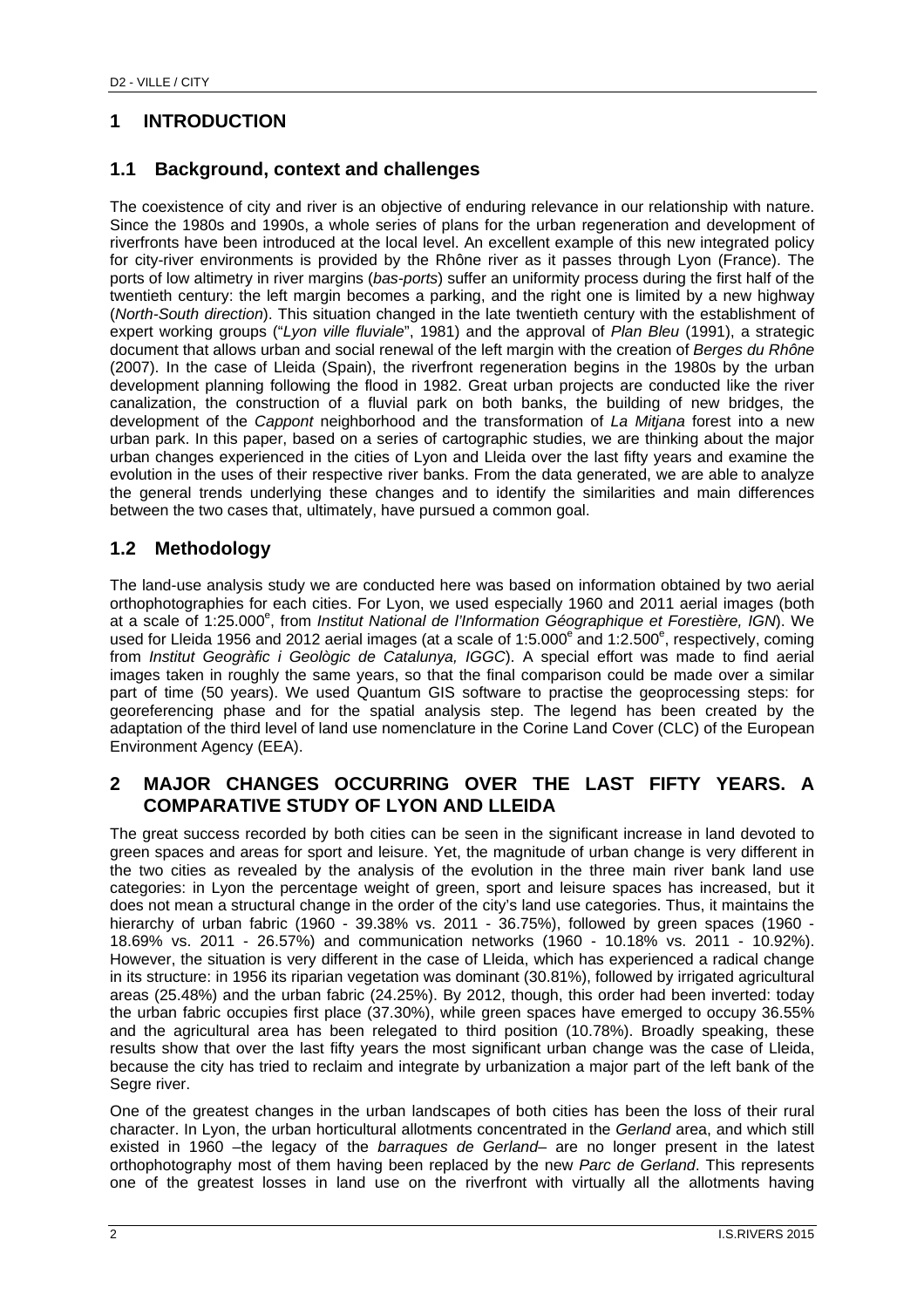# 1 INTRODUCTION

## 1.1 Background, context and challenges

The coexistence of city and river is an objective of enduring relevance in our relationship with nature. Since the 1980s and 1990s, a whole series of plans for the urban regeneration and development of riverfronts have been introduced at the local level. An excellent example of this new integrated policy for city-river environments is provided by the Rhône river as it passes through Lyon (France). The ports of low altimetry in river margins (*bas-ports*) suffer an uniformity process during the first half of the twentieth century: the left margin becomes a parking, and the right one is limited by a new highway (*North-South direction*). This situation changed in the late twentieth century with the establishment of expert working groups ("*Lyon ville fluviale*", 1981) and the approval of *Plan Bleu* (1991), a strategic document that allows urban and social renewal of the left margin with the creation of *Berges du Rhône* (2007). In the case of Lleida (Spain), the riverfront regeneration begins in the 1980s by the urban development planning following the flood in 1982. Great urban projects are conducted like the river canalization, the construction of a fluvial park on both banks, the building of new bridges, the development of the *Cappont* neighborhood and the transformation of *La Mitjana* forest into a new urban park. In this paper, based on a series of cartographic studies, we are thinking about the major urban changes experienced in the cities of Lyon and Lleida over the last fifty years and examine the evolution in the uses of their respective river banks. From the data generated, we are able to analyze the general trends underlying these changes and to identify the similarities and main differences between the two cases that, ultimately, have pursued a common goal.

## 1.2 Methodology

The land-use analysis study we are conducted here was based on information obtained by two aerial orthophotographies for each cities. For Lyon, we used especially 1960 and 2011 aerial images (both at a scale of 1:25.000[e], from *Institut National de l'Information Géographique et Forestière, IGN*). We used for Lleida 1956 and 2012 aerial images (at a scale of 1:5.000[e] and 1:2.500[e], respectively, coming from *Institut Geogràfic i Geològic de Catalunya, IGGC*). A special effort was made to find aerial images taken in roughly the same years, so that the final comparison could be made over a similar part of time (50 years). We used Quantum GIS software to practise the geoprocessing steps: for georeferencing phase and for the spatial analysis step. The legend has been created by the adaptation of the third level of land use nomenclature in the Corine Land Cover (CLC) of the European Environment Agency (EEA).

# 2 MAJOR CHANGES OCCURRING OVER THE LAST FIFTY YEARS. A COMPARATIVE STUDY OF LYON AND LLEIDA

The great success recorded by both cities can be seen in the significant increase in land devoted to green spaces and areas for sport and leisure. Yet, the magnitude of urban change is very different in the two cities as revealed by the analysis of the evolution in the three main river bank land use categories: in Lyon the percentage weight of green, sport and leisure spaces has increased, but it does not mean a structural change in the order of the city's land use categories. Thus, it maintains the hierarchy of urban fabric (1960 - 39.38% vs. 2011 - 36.75%), followed by green spaces (1960 - 18.69% vs. 2011 - 26.57%) and communication networks (1960 - 10.18% vs. 2011 - 10.92%). However, the situation is very different in the case of Lleida, which has experienced a radical change in its structure: in 1956 its riparian vegetation was dominant (30.81%), followed by irrigated agricultural areas (25.48%) and the urban fabric (24.25%). By 2012, though, this order had been inverted: today the urban fabric occupies first place (37.30%), while green spaces have emerged to occupy 36.55% and the agricultural area has been relegated to third position (10.78%). Broadly speaking, these results show that over the last fifty years the most significant urban change was the case of Lleida, because the city has tried to reclaim and integrate by urbanization a major part of the left bank of the Segre river.

One of the greatest changes in the urban landscapes of both cities has been the loss of their rural character. In Lyon, the urban horticultural allotments concentrated in the *Gerland* area, and which still existed in 1960 –the legacy of the *barraques de Gerland*– are no longer present in the latest orthophotography most of them having been replaced by the new *Parc de Gerland*. This represents one of the greatest losses in land use on the riverfront with virtually all the allotments having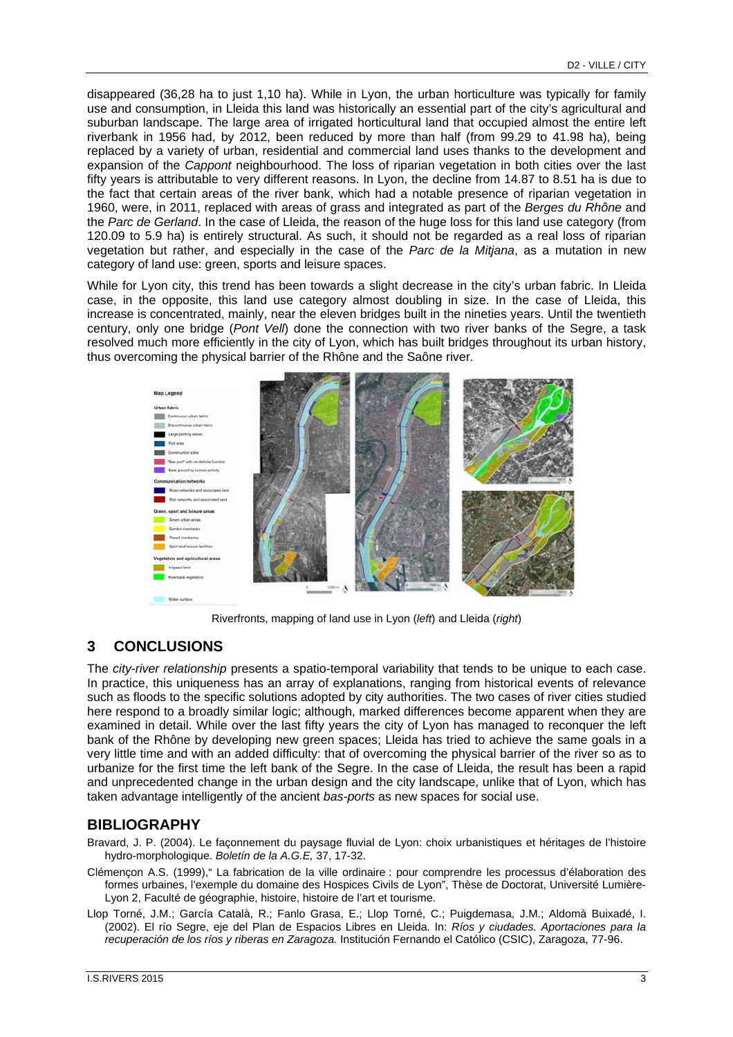disappeared (36,28 ha to just 1,10 ha). While in Lyon, the urban horticulture was typically for family use and consumption, in Lleida this land was historically an essential part of the city's agricultural and suburban landscape. The large area of irrigated horticultural land that occupied almost the entire left riverbank in 1956 had, by 2012, been reduced by more than half (from 99.29 to 41.98 ha), being replaced by a variety of urban, residential and commercial land uses thanks to the development and expansion of the *Cappont* neighbourhood. The loss of riparian vegetation in both cities over the last fifty years is attributable to very different reasons. In Lyon, the decline from 14.87 to 8.51 ha is due to the fact that certain areas of the river bank, which had a notable presence of riparian vegetation in 1960, were, in 2011, replaced with areas of grass and integrated as part of the *Berges du Rhône* and the *Parc de Gerland*. In the case of Lleida, the reason of the huge loss for this land use category (from 120.09 to 5.9 ha) is entirely structural. As such, it should not be regarded as a real loss of riparian vegetation but rather, and especially in the case of the *Parc de la Mitjana*, as a mutation in new category of land use: green, sports and leisure spaces.

While for Lyon city, this trend has been towards a slight decrease in the city's urban fabric. In Lleida case, in the opposite, this land use category almost doubling in size. In the case of Lleida, this increase is concentrated, mainly, near the eleven bridges built in the nineties years. Until the twentieth century, only one bridge (*Pont Vell*) done the connection with two river banks of the Segre, a task resolved much more efficiently in the city of Lyon, which has built bridges throughout its urban history, thus overcoming the physical barrier of the Rhône and the Saône river.

Map Legend
Urban fabric
Continuous urban fabric
Discontinuous urban fabric
Large parking areas
Port area
Construction sites
"Bas-port" with no definite function
Bare ground by human activity
Communication networks
Road networks and associated land
Rail networks and associated land
Green, sport and leisure areas
Green urban areas
Garden riverbanks
Paved riverbanks
Sport and leisure facilities
Vegetation and agricultural areas
Irrigated land
Riverbank vegetation
Water surface

Riverfronts, mapping of land use in Lyon (*left*) and Lleida (*right*)

## 3 CONCLUSIONS

The *city-river relationship* presents a spatio-temporal variability that tends to be unique to each case. In practice, this uniqueness has an array of explanations, ranging from historical events of relevance such as floods to the specific solutions adopted by city authorities. The two cases of river cities studied here respond to a broadly similar logic; although, marked differences become apparent when they are examined in detail. While over the last fifty years the city of Lyon has managed to reconquer the left bank of the Rhône by developing new green spaces; Lleida has tried to achieve the same goals in a very little time and with an added difficulty: that of overcoming the physical barrier of the river so as to urbanize for the first time the left bank of the Segre. In the case of Lleida, the result has been a rapid and unprecedented change in the urban design and the city landscape, unlike that of Lyon, which has taken advantage intelligently of the ancient *bas-ports* as new spaces for social use.

## BIBLIOGRAPHY

Bravard, J. P. (2004). Le façonnement du paysage fluvial de Lyon: choix urbanistiques et héritages de l'histoire hydro-morphologique. *Boletín de la A.G.E,* 37, 17-32.

Clémençon A.S. (1999)," La fabrication de la ville ordinaire : pour comprendre les processus d'élaboration des formes urbaines, l'exemple du domaine des Hospices Civils de Lyon", Thèse de Doctorat, Université Lumière-Lyon 2, Faculté de géographie, histoire, histoire de l'art et tourisme.

Llop Torné, J.M.; García Català, R.; Fanlo Grasa, E.; Llop Torné, C.; Puigdemasa, J.M.; Aldomà Buixadé, I. (2002). El río Segre, eje del Plan de Espacios Libres en Lleida. In: *Ríos y ciudades. Aportaciones para la recuperación de los ríos y riberas en Zaragoza.* Institución Fernando el Católico (CSIC), Zaragoza, 77-96.